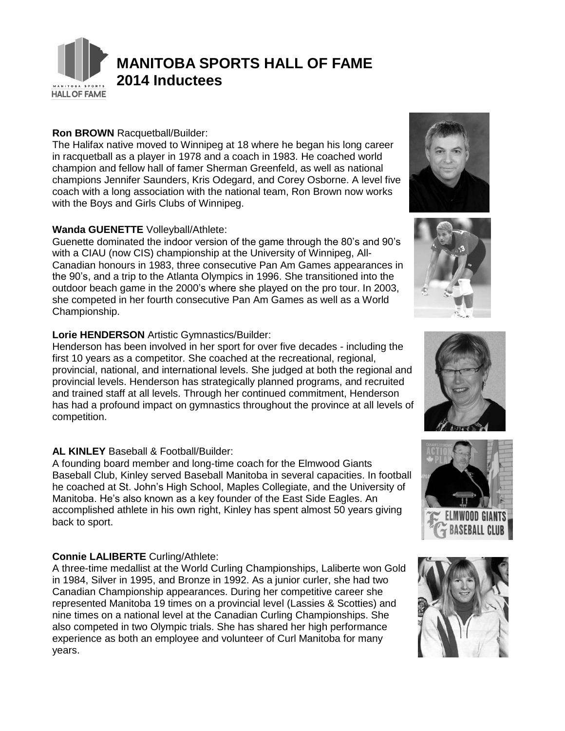# MANITOBA SPORTS HALL OF FAME
## 2014 Inductees

**Ron BROWN** Racquetball/Builder:
The Halifax native moved to Winnipeg at 18 where he began his long career in racquetball as a player in 1978 and a coach in 1983. He coached world champion and fellow hall of famer Sherman Greenfeld, as well as national champions Jennifer Saunders, Kris Odegard, and Corey Osborne. A level five coach with a long association with the national team, Ron Brown now works with the Boys and Girls Clubs of Winnipeg.

**Wanda GUENETTE** Volleyball/Athlete:
Guenette dominated the indoor version of the game through the 80's and 90's with a CIAU (now CIS) championship at the University of Winnipeg, All-Canadian honours in 1983, three consecutive Pan Am Games appearances in the 90's, and a trip to the Atlanta Olympics in 1996. She transitioned into the outdoor beach game in the 2000's where she played on the pro tour. In 2003, she competed in her fourth consecutive Pan Am Games as well as a World Championship.

**Lorie HENDERSON** Artistic Gymnastics/Builder:
Henderson has been involved in her sport for over five decades - including the first 10 years as a competitor. She coached at the recreational, regional, provincial, national, and international levels. She judged at both the regional and provincial levels. Henderson has strategically planned programs, and recruited and trained staff at all levels. Through her continued commitment, Henderson has had a profound impact on gymnastics throughout the province at all levels of competition.

**AL KINLEY** Baseball & Football/Builder:
A founding board member and long-time coach for the Elmwood Giants Baseball Club, Kinley served Baseball Manitoba in several capacities. In football he coached at St. John's High School, Maples Collegiate, and the University of Manitoba. He's also known as a key founder of the East Side Eagles. An accomplished athlete in his own right, Kinley has spent almost 50 years giving back to sport.

**Connie LALIBERTE** Curling/Athlete:
A three-time medallist at the World Curling Championships, Laliberte won Gold in 1984, Silver in 1995, and Bronze in 1992. As a junior curler, she had two Canadian Championship appearances. During her competitive career she represented Manitoba 19 times on a provincial level (Lassies & Scotties) and nine times on a national level at the Canadian Curling Championships. She also competed in two Olympic trials. She has shared her high performance experience as both an employee and volunteer of Curl Manitoba for many years.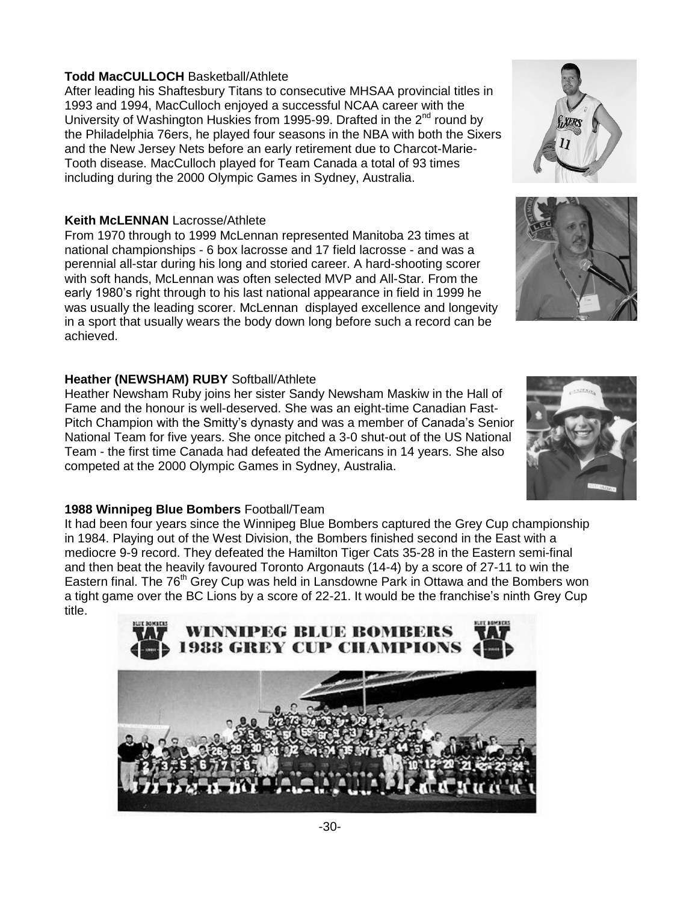**Todd MacCULLOCH** Basketball/Athlete

After leading his Shaftesbury Titans to consecutive MHSAA provincial titles in 1993 and 1994, MacCulloch enjoyed a successful NCAA career with the University of Washington Huskies from 1995-99. Drafted in the 2nd round by the Philadelphia 76ers, he played four seasons in the NBA with both the Sixers and the New Jersey Nets before an early retirement due to Charcot-Marie-Tooth disease. MacCulloch played for Team Canada a total of 93 times including during the 2000 Olympic Games in Sydney, Australia.

**Keith McLENNAN** Lacrosse/Athlete

From 1970 through to 1999 McLennan represented Manitoba 23 times at national championships - 6 box lacrosse and 17 field lacrosse - and was a perennial all-star during his long and storied career. A hard-shooting scorer with soft hands, McLennan was often selected MVP and All-Star. From the early 1980's right through to his last national appearance in field in 1999 he was usually the leading scorer. McLennan displayed excellence and longevity in a sport that usually wears the body down long before such a record can be achieved.

**Heather (NEWSHAM) RUBY** Softball/Athlete

Heather Newsham Ruby joins her sister Sandy Newsham Maskiw in the Hall of Fame and the honour is well-deserved. She was an eight-time Canadian Fast-Pitch Champion with the Smitty's dynasty and was a member of Canada's Senior National Team for five years. She once pitched a 3-0 shut-out of the US National Team - the first time Canada had defeated the Americans in 14 years. She also competed at the 2000 Olympic Games in Sydney, Australia.

**1988 Winnipeg Blue Bombers** Football/Team

It had been four years since the Winnipeg Blue Bombers captured the Grey Cup championship in 1984. Playing out of the West Division, the Bombers finished second in the East with a mediocre 9-9 record. They defeated the Hamilton Tiger Cats 35-28 in the Eastern semi-final and then beat the heavily favoured Toronto Argonauts (14-4) by a score of 27-11 to win the Eastern final. The 76th Grey Cup was held in Lansdowne Park in Ottawa and the Bombers won a tight game over the BC Lions by a score of 22-21. It would be the franchise's ninth Grey Cup title.

WINNIPEG BLUE BOMBERS 1988 GREY CUP CHAMPIONS